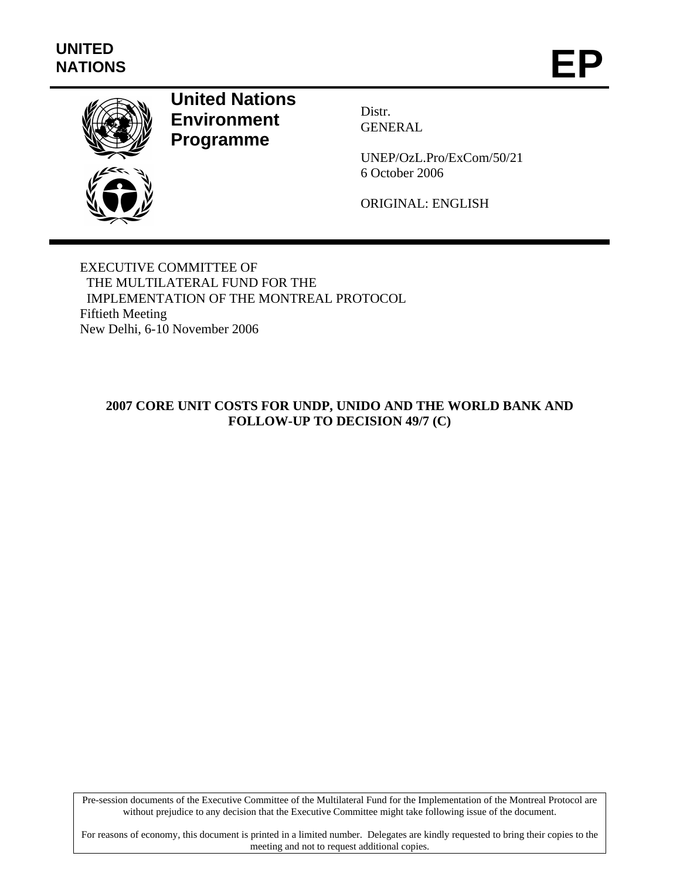UNITED NATIONS

# EP

**United Nations Environment Programme**

Distr.
GENERAL

UNEP/OzL.Pro/ExCom/50/21
6 October 2006

ORIGINAL: ENGLISH

EXECUTIVE COMMITTEE OF
THE MULTILATERAL FUND FOR THE
IMPLEMENTATION OF THE MONTREAL PROTOCOL
Fiftieth Meeting
New Delhi, 6-10 November 2006

## 2007 CORE UNIT COSTS FOR UNDP, UNIDO AND THE WORLD BANK AND FOLLOW-UP TO DECISION 49/7 (C)

Pre-session documents of the Executive Committee of the Multilateral Fund for the Implementation of the Montreal Protocol are without prejudice to any decision that the Executive Committee might take following issue of the document.

For reasons of economy, this document is printed in a limited number. Delegates are kindly requested to bring their copies to the meeting and not to request additional copies.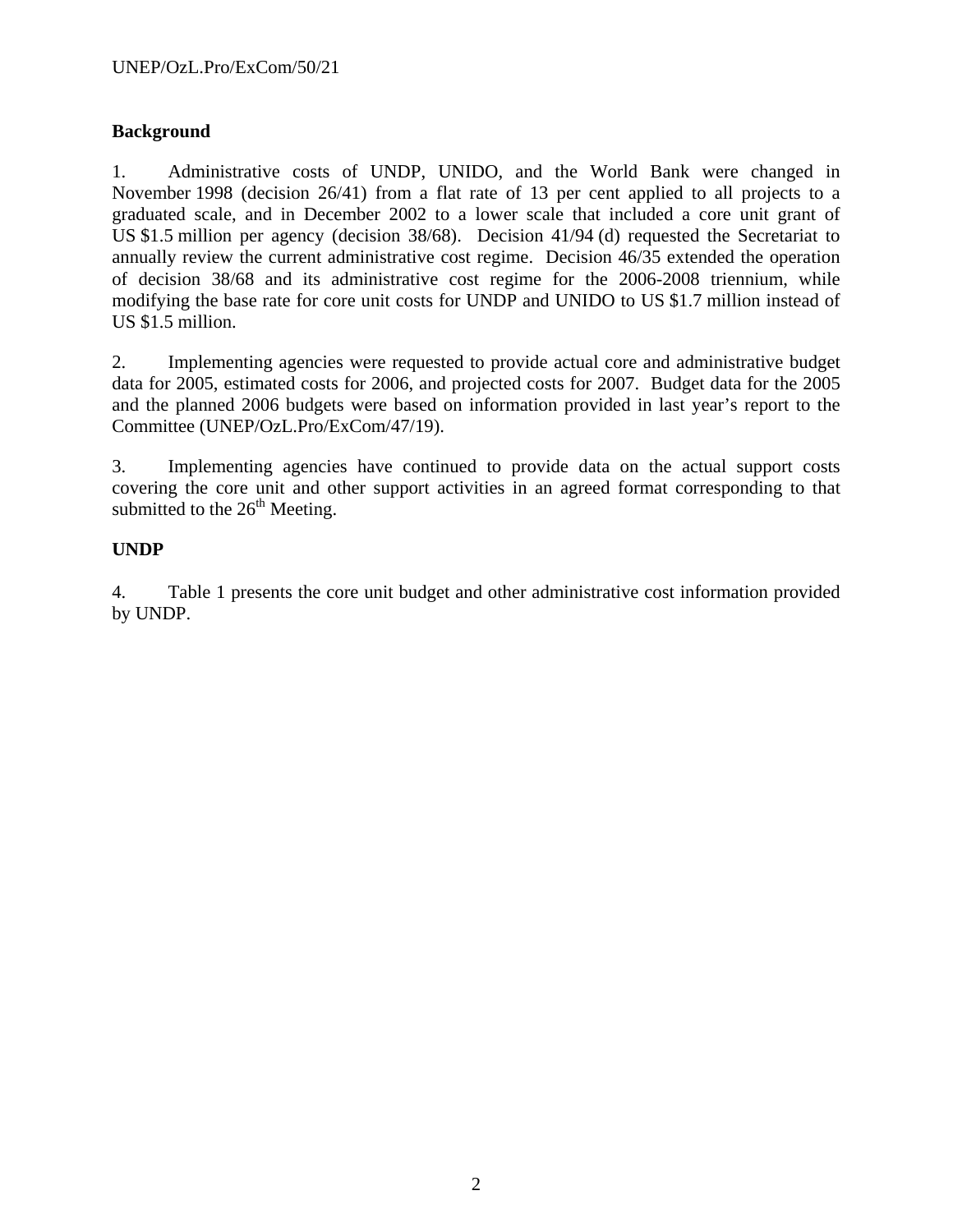**Background**

1. Administrative costs of UNDP, UNIDO, and the World Bank were changed in November 1998 (decision 26/41) from a flat rate of 13 per cent applied to all projects to a graduated scale, and in December 2002 to a lower scale that included a core unit grant of US $1.5 million per agency (decision 38/68). Decision 41/94 (d) requested the Secretariat to annually review the current administrative cost regime. Decision 46/35 extended the operation of decision 38/68 and its administrative cost regime for the 2006-2008 triennium, while modifying the base rate for core unit costs for UNDP and UNIDO to US $1.7 million instead of US $1.5 million.

2. Implementing agencies were requested to provide actual core and administrative budget data for 2005, estimated costs for 2006, and projected costs for 2007. Budget data for the 2005 and the planned 2006 budgets were based on information provided in last year's report to the Committee (UNEP/OzL.Pro/ExCom/47/19).

3. Implementing agencies have continued to provide data on the actual support costs covering the core unit and other support activities in an agreed format corresponding to that submitted to the 26th Meeting.

**UNDP**

4. Table 1 presents the core unit budget and other administrative cost information provided by UNDP.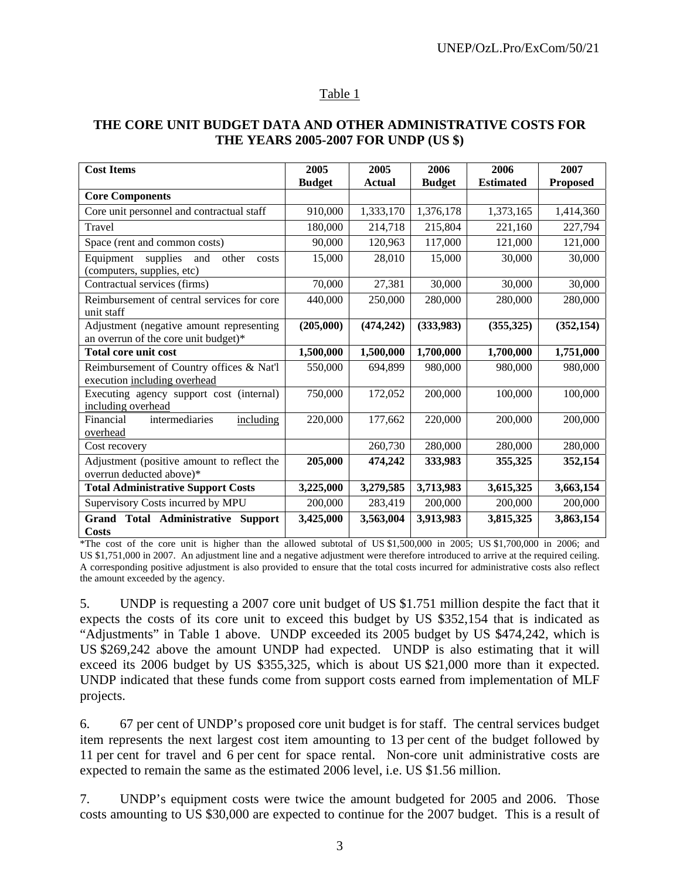Table 1

**THE CORE UNIT BUDGET DATA AND OTHER ADMINISTRATIVE COSTS FOR THE YEARS 2005-2007 FOR UNDP (US $)**

| Cost Items | 2005 Budget | 2005 Actual | 2006 Budget | 2006 Estimated | 2007 Proposed |
|---|---|---|---|---|---|
| **Core Components** | | | | | |
| Core unit personnel and contractual staff | 910,000 | 1,333,170 | 1,376,178 | 1,373,165 | 1,414,360 |
| Travel | 180,000 | 214,718 | 215,804 | 221,160 | 227,794 |
| Space (rent and common costs) | 90,000 | 120,963 | 117,000 | 121,000 | 121,000 |
| Equipment supplies and other costs (computers, supplies, etc) | 15,000 | 28,010 | 15,000 | 30,000 | 30,000 |
| Contractual services (firms) | 70,000 | 27,381 | 30,000 | 30,000 | 30,000 |
| Reimbursement of central services for core unit staff | 440,000 | 250,000 | 280,000 | 280,000 | 280,000 |
| Adjustment (negative amount representing an overrun of the core unit budget)* | **(205,000)** | **(474,242)** | **(333,983)** | **(355,325)** | **(352,154)** |
| **Total core unit cost** | **1,500,000** | **1,500,000** | **1,700,000** | **1,700,000** | **1,751,000** |
| Reimbursement of Country offices & Nat'l execution including overhead | 550,000 | 694,899 | 980,000 | 980,000 | 980,000 |
| Executing agency support cost (internal) including overhead | 750,000 | 172,052 | 200,000 | 100,000 | 100,000 |
| Financial intermediaries including overhead | 220,000 | 177,662 | 220,000 | 200,000 | 200,000 |
| Cost recovery | | 260,730 | 280,000 | 280,000 | 280,000 |
| Adjustment (positive amount to reflect the overrun deducted above)* | **205,000** | **474,242** | **333,983** | **355,325** | **352,154** |
| **Total Administrative Support Costs** | **3,225,000** | **3,279,585** | **3,713,983** | **3,615,325** | **3,663,154** |
| Supervisory Costs incurred by MPU | 200,000 | 283,419 | 200,000 | 200,000 | 200,000 |
| **Grand Total Administrative Support Costs** | **3,425,000** | **3,563,004** | **3,913,983** | **3,815,325** | **3,863,154** |

*The cost of the core unit is higher than the allowed subtotal of US $1,500,000 in 2005; US $1,700,000 in 2006; and US $1,751,000 in 2007. An adjustment line and a negative adjustment were therefore introduced to arrive at the required ceiling. A corresponding positive adjustment is also provided to ensure that the total costs incurred for administrative costs also reflect the amount exceeded by the agency.

5. UNDP is requesting a 2007 core unit budget of US $1.751 million despite the fact that it expects the costs of its core unit to exceed this budget by US $352,154 that is indicated as "Adjustments" in Table 1 above. UNDP exceeded its 2005 budget by US $474,242, which is US $269,242 above the amount UNDP had expected. UNDP is also estimating that it will exceed its 2006 budget by US $355,325, which is about US $21,000 more than it expected. UNDP indicated that these funds come from support costs earned from implementation of MLF projects.

6. 67 per cent of UNDP's proposed core unit budget is for staff. The central services budget item represents the next largest cost item amounting to 13 per cent of the budget followed by 11 per cent for travel and 6 per cent for space rental. Non-core unit administrative costs are expected to remain the same as the estimated 2006 level, i.e. US $1.56 million.

7. UNDP's equipment costs were twice the amount budgeted for 2005 and 2006. Those costs amounting to US $30,000 are expected to continue for the 2007 budget. This is a result of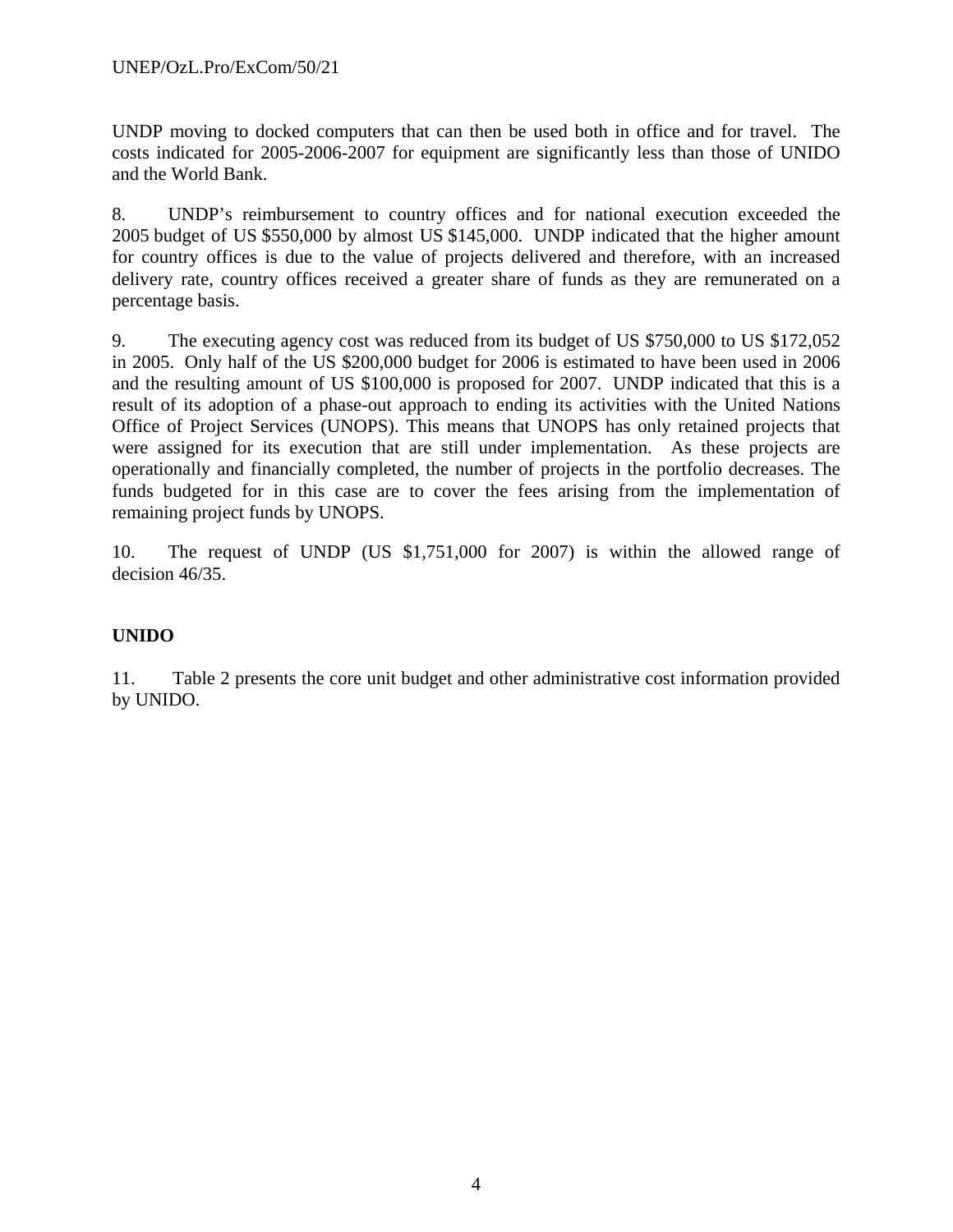UNDP moving to docked computers that can then be used both in office and for travel. The costs indicated for 2005-2006-2007 for equipment are significantly less than those of UNIDO and the World Bank.

8. UNDP's reimbursement to country offices and for national execution exceeded the 2005 budget of US $550,000 by almost US $145,000. UNDP indicated that the higher amount for country offices is due to the value of projects delivered and therefore, with an increased delivery rate, country offices received a greater share of funds as they are remunerated on a percentage basis.

9. The executing agency cost was reduced from its budget of US $750,000 to US $172,052 in 2005. Only half of the US $200,000 budget for 2006 is estimated to have been used in 2006 and the resulting amount of US $100,000 is proposed for 2007. UNDP indicated that this is a result of its adoption of a phase-out approach to ending its activities with the United Nations Office of Project Services (UNOPS). This means that UNOPS has only retained projects that were assigned for its execution that are still under implementation. As these projects are operationally and financially completed, the number of projects in the portfolio decreases. The funds budgeted for in this case are to cover the fees arising from the implementation of remaining project funds by UNOPS.

10. The request of UNDP (US $1,751,000 for 2007) is within the allowed range of decision 46/35.

**UNIDO**

11. Table 2 presents the core unit budget and other administrative cost information provided by UNIDO.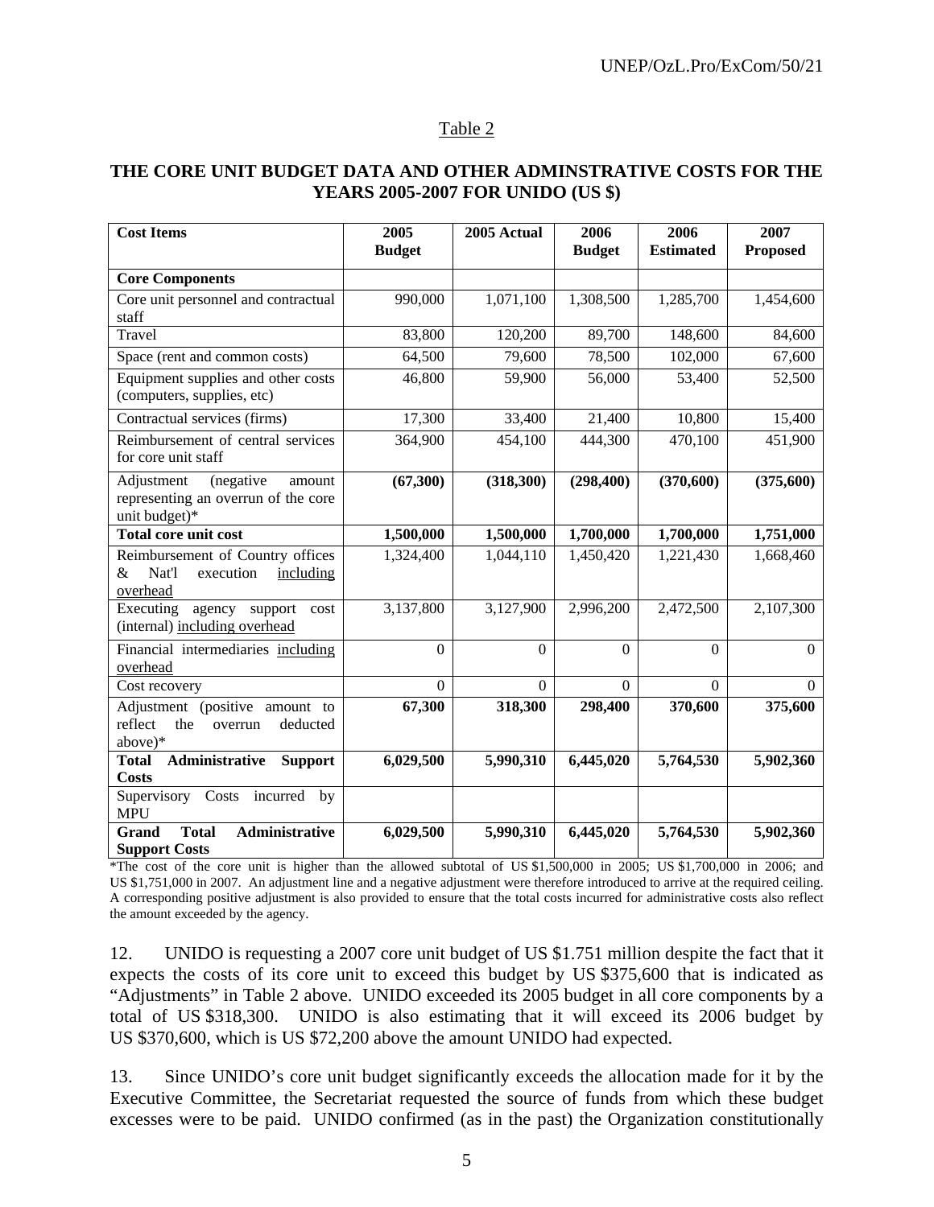Table 2

**THE CORE UNIT BUDGET DATA AND OTHER ADMINSTRATIVE COSTS FOR THE YEARS 2005-2007 FOR UNIDO (US $)**

| Cost Items | 2005 Budget | 2005 Actual | 2006 Budget | 2006 Estimated | 2007 Proposed |
|---|---|---|---|---|---|
| **Core Components** | | | | | |
| Core unit personnel and contractual staff | 990,000 | 1,071,100 | 1,308,500 | 1,285,700 | 1,454,600 |
| Travel | 83,800 | 120,200 | 89,700 | 148,600 | 84,600 |
| Space (rent and common costs) | 64,500 | 79,600 | 78,500 | 102,000 | 67,600 |
| Equipment supplies and other costs (computers, supplies, etc) | 46,800 | 59,900 | 56,000 | 53,400 | 52,500 |
| Contractual services (firms) | 17,300 | 33,400 | 21,400 | 10,800 | 15,400 |
| Reimbursement of central services for core unit staff | 364,900 | 454,100 | 444,300 | 470,100 | 451,900 |
| Adjustment (negative amount representing an overrun of the core unit budget)* | **(67,300)** | **(318,300)** | **(298,400)** | **(370,600)** | **(375,600)** |
| **Total core unit cost** | **1,500,000** | **1,500,000** | **1,700,000** | **1,700,000** | **1,751,000** |
| Reimbursement of Country offices & Nat'l execution including overhead | 1,324,400 | 1,044,110 | 1,450,420 | 1,221,430 | 1,668,460 |
| Executing agency support cost (internal) including overhead | 3,137,800 | 3,127,900 | 2,996,200 | 2,472,500 | 2,107,300 |
| Financial intermediaries including overhead | 0 | 0 | 0 | 0 | 0 |
| Cost recovery | 0 | 0 | 0 | 0 | 0 |
| Adjustment (positive amount to reflect the overrun deducted above)* | **67,300** | **318,300** | **298,400** | **370,600** | **375,600** |
| **Total Administrative Support Costs** | **6,029,500** | **5,990,310** | **6,445,020** | **5,764,530** | **5,902,360** |
| Supervisory Costs incurred by MPU | | | | | |
| **Grand Total Administrative Support Costs** | **6,029,500** | **5,990,310** | **6,445,020** | **5,764,530** | **5,902,360** |

*The cost of the core unit is higher than the allowed subtotal of US $1,500,000 in 2005; US $1,700,000 in 2006; and US $1,751,000 in 2007. An adjustment line and a negative adjustment were therefore introduced to arrive at the required ceiling. A corresponding positive adjustment is also provided to ensure that the total costs incurred for administrative costs also reflect the amount exceeded by the agency.

12. UNIDO is requesting a 2007 core unit budget of US $1.751 million despite the fact that it expects the costs of its core unit to exceed this budget by US $375,600 that is indicated as "Adjustments" in Table 2 above. UNIDO exceeded its 2005 budget in all core components by a total of US $318,300. UNIDO is also estimating that it will exceed its 2006 budget by US $370,600, which is US $72,200 above the amount UNIDO had expected.

13. Since UNIDO's core unit budget significantly exceeds the allocation made for it by the Executive Committee, the Secretariat requested the source of funds from which these budget excesses were to be paid. UNIDO confirmed (as in the past) the Organization constitutionally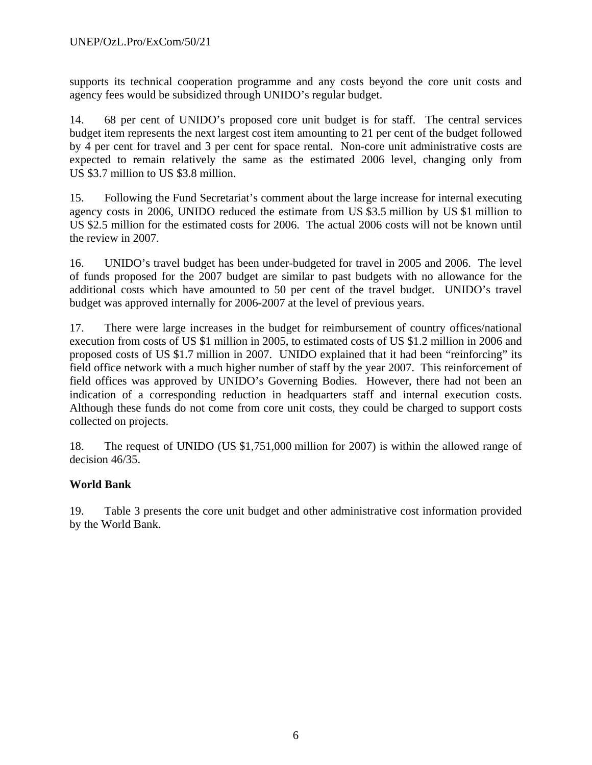supports its technical cooperation programme and any costs beyond the core unit costs and agency fees would be subsidized through UNIDO's regular budget.

14. 68 per cent of UNIDO's proposed core unit budget is for staff. The central services budget item represents the next largest cost item amounting to 21 per cent of the budget followed by 4 per cent for travel and 3 per cent for space rental. Non-core unit administrative costs are expected to remain relatively the same as the estimated 2006 level, changing only from US $3.7 million to US $3.8 million.

15. Following the Fund Secretariat's comment about the large increase for internal executing agency costs in 2006, UNIDO reduced the estimate from US $3.5 million by US $1 million to US $2.5 million for the estimated costs for 2006. The actual 2006 costs will not be known until the review in 2007.

16. UNIDO's travel budget has been under-budgeted for travel in 2005 and 2006. The level of funds proposed for the 2007 budget are similar to past budgets with no allowance for the additional costs which have amounted to 50 per cent of the travel budget. UNIDO's travel budget was approved internally for 2006-2007 at the level of previous years.

17. There were large increases in the budget for reimbursement of country offices/national execution from costs of US $1 million in 2005, to estimated costs of US $1.2 million in 2006 and proposed costs of US $1.7 million in 2007. UNIDO explained that it had been "reinforcing" its field office network with a much higher number of staff by the year 2007. This reinforcement of field offices was approved by UNIDO's Governing Bodies. However, there had not been an indication of a corresponding reduction in headquarters staff and internal execution costs. Although these funds do not come from core unit costs, they could be charged to support costs collected on projects.

18. The request of UNIDO (US $1,751,000 million for 2007) is within the allowed range of decision 46/35.

**World Bank**

19. Table 3 presents the core unit budget and other administrative cost information provided by the World Bank.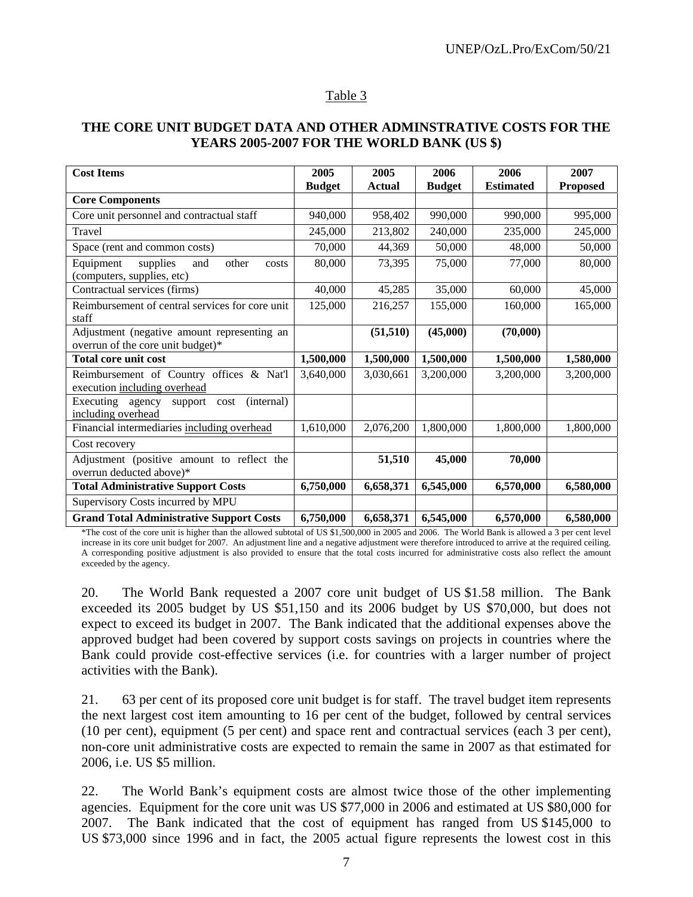Table 3

**THE CORE UNIT BUDGET DATA AND OTHER ADMINSTRATIVE COSTS FOR THE YEARS 2005-2007 FOR THE WORLD BANK (US $)**

| Cost Items | 2005 Budget | 2005 Actual | 2006 Budget | 2006 Estimated | 2007 Proposed |
|---|---|---|---|---|---|
| **Core Components** | | | | | |
| Core unit personnel and contractual staff | 940,000 | 958,402 | 990,000 | 990,000 | 995,000 |
| Travel | 245,000 | 213,802 | 240,000 | 235,000 | 245,000 |
| Space (rent and common costs) | 70,000 | 44,369 | 50,000 | 48,000 | 50,000 |
| Equipment supplies and other costs (computers, supplies, etc) | 80,000 | 73,395 | 75,000 | 77,000 | 80,000 |
| Contractual services (firms) | 40,000 | 45,285 | 35,000 | 60,000 | 45,000 |
| Reimbursement of central services for core unit staff | 125,000 | 216,257 | 155,000 | 160,000 | 165,000 |
| Adjustment (negative amount representing an overrun of the core unit budget)* | | **(51,510)** | **(45,000)** | **(70,000)** | |
| **Total core unit cost** | **1,500,000** | **1,500,000** | **1,500,000** | **1,500,000** | **1,580,000** |
| Reimbursement of Country offices & Nat'l execution including overhead | 3,640,000 | 3,030,661 | 3,200,000 | 3,200,000 | 3,200,000 |
| Executing agency support cost (internal) including overhead | | | | | |
| Financial intermediaries including overhead | 1,610,000 | 2,076,200 | 1,800,000 | 1,800,000 | 1,800,000 |
| Cost recovery | | | | | |
| Adjustment (positive amount to reflect the overrun deducted above)* | | **51,510** | **45,000** | **70,000** | |
| **Total Administrative Support Costs** | **6,750,000** | **6,658,371** | **6,545,000** | **6,570,000** | **6,580,000** |
| Supervisory Costs incurred by MPU | | | | | |
| **Grand Total Administrative Support Costs** | **6,750,000** | **6,658,371** | **6,545,000** | **6,570,000** | **6,580,000** |

*The cost of the core unit is higher than the allowed subtotal of US $1,500,000 in 2005 and 2006. The World Bank is allowed a 3 per cent level increase in its core unit budget for 2007. An adjustment line and a negative adjustment were therefore introduced to arrive at the required ceiling. A corresponding positive adjustment is also provided to ensure that the total costs incurred for administrative costs also reflect the amount exceeded by the agency.

20. The World Bank requested a 2007 core unit budget of US $1.58 million. The Bank exceeded its 2005 budget by US $51,150 and its 2006 budget by US $70,000, but does not expect to exceed its budget in 2007. The Bank indicated that the additional expenses above the approved budget had been covered by support costs savings on projects in countries where the Bank could provide cost-effective services (i.e. for countries with a larger number of project activities with the Bank).

21. 63 per cent of its proposed core unit budget is for staff. The travel budget item represents the next largest cost item amounting to 16 per cent of the budget, followed by central services (10 per cent), equipment (5 per cent) and space rent and contractual services (each 3 per cent), non-core unit administrative costs are expected to remain the same in 2007 as that estimated for 2006, i.e. US $5 million.

22. The World Bank's equipment costs are almost twice those of the other implementing agencies. Equipment for the core unit was US $77,000 in 2006 and estimated at US $80,000 for 2007. The Bank indicated that the cost of equipment has ranged from US $145,000 to US $73,000 since 1996 and in fact, the 2005 actual figure represents the lowest cost in this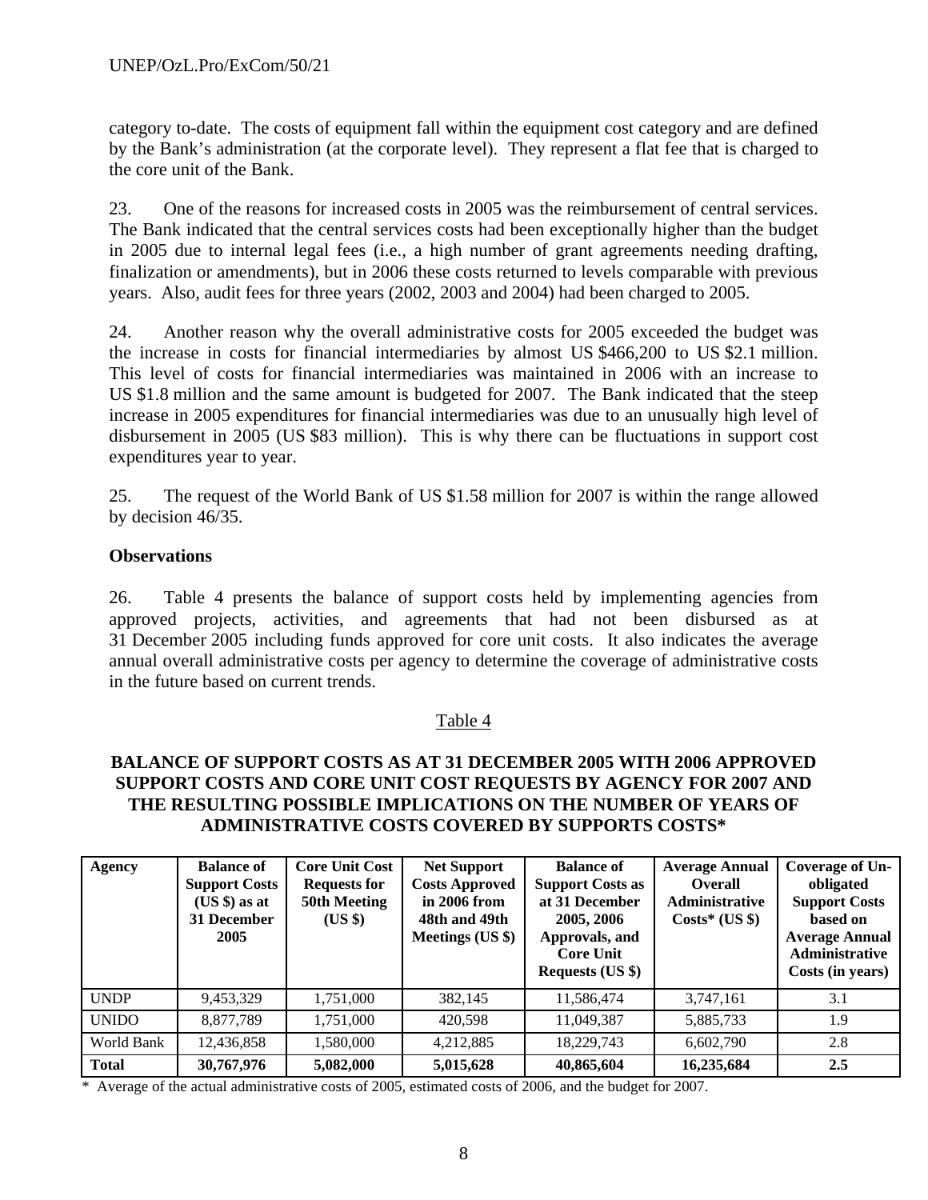category to-date. The costs of equipment fall within the equipment cost category and are defined by the Bank's administration (at the corporate level). They represent a flat fee that is charged to the core unit of the Bank.

23. One of the reasons for increased costs in 2005 was the reimbursement of central services. The Bank indicated that the central services costs had been exceptionally higher than the budget in 2005 due to internal legal fees (i.e., a high number of grant agreements needing drafting, finalization or amendments), but in 2006 these costs returned to levels comparable with previous years. Also, audit fees for three years (2002, 2003 and 2004) had been charged to 2005.

24. Another reason why the overall administrative costs for 2005 exceeded the budget was the increase in costs for financial intermediaries by almost US $466,200 to US $2.1 million. This level of costs for financial intermediaries was maintained in 2006 with an increase to US $1.8 million and the same amount is budgeted for 2007. The Bank indicated that the steep increase in 2005 expenditures for financial intermediaries was due to an unusually high level of disbursement in 2005 (US $83 million). This is why there can be fluctuations in support cost expenditures year to year.

25. The request of the World Bank of US $1.58 million for 2007 is within the range allowed by decision 46/35.

### Observations

26. Table 4 presents the balance of support costs held by implementing agencies from approved projects, activities, and agreements that had not been disbursed as at 31 December 2005 including funds approved for core unit costs. It also indicates the average annual overall administrative costs per agency to determine the coverage of administrative costs in the future based on current trends.

Table 4

**BALANCE OF SUPPORT COSTS AS AT 31 DECEMBER 2005 WITH 2006 APPROVED SUPPORT COSTS AND CORE UNIT COST REQUESTS BY AGENCY FOR 2007 AND THE RESULTING POSSIBLE IMPLICATIONS ON THE NUMBER OF YEARS OF ADMINISTRATIVE COSTS COVERED BY SUPPORTS COSTS***

| Agency | Balance of Support Costs (US $) as at 31 December 2005 | Core Unit Cost Requests for 50th Meeting (US $) | Net Support Costs Approved in 2006 from 48th and 49th Meetings (US $) | Balance of Support Costs as at 31 December 2005, 2006 Approvals, and Core Unit Requests (US $) | Average Annual Overall Administrative Costs* (US $) | Coverage of Un-obligated Support Costs based on Average Annual Administrative Costs (in years) |
|---|---|---|---|---|---|---|
| UNDP | 9,453,329 | 1,751,000 | 382,145 | 11,586,474 | 3,747,161 | 3.1 |
| UNIDO | 8,877,789 | 1,751,000 | 420,598 | 11,049,387 | 5,885,733 | 1.9 |
| World Bank | 12,436,858 | 1,580,000 | 4,212,885 | 18,229,743 | 6,602,790 | 2.8 |
| **Total** | **30,767,976** | **5,082,000** | **5,015,628** | **40,865,604** | **16,235,684** | **2.5** |

* Average of the actual administrative costs of 2005, estimated costs of 2006, and the budget for 2007.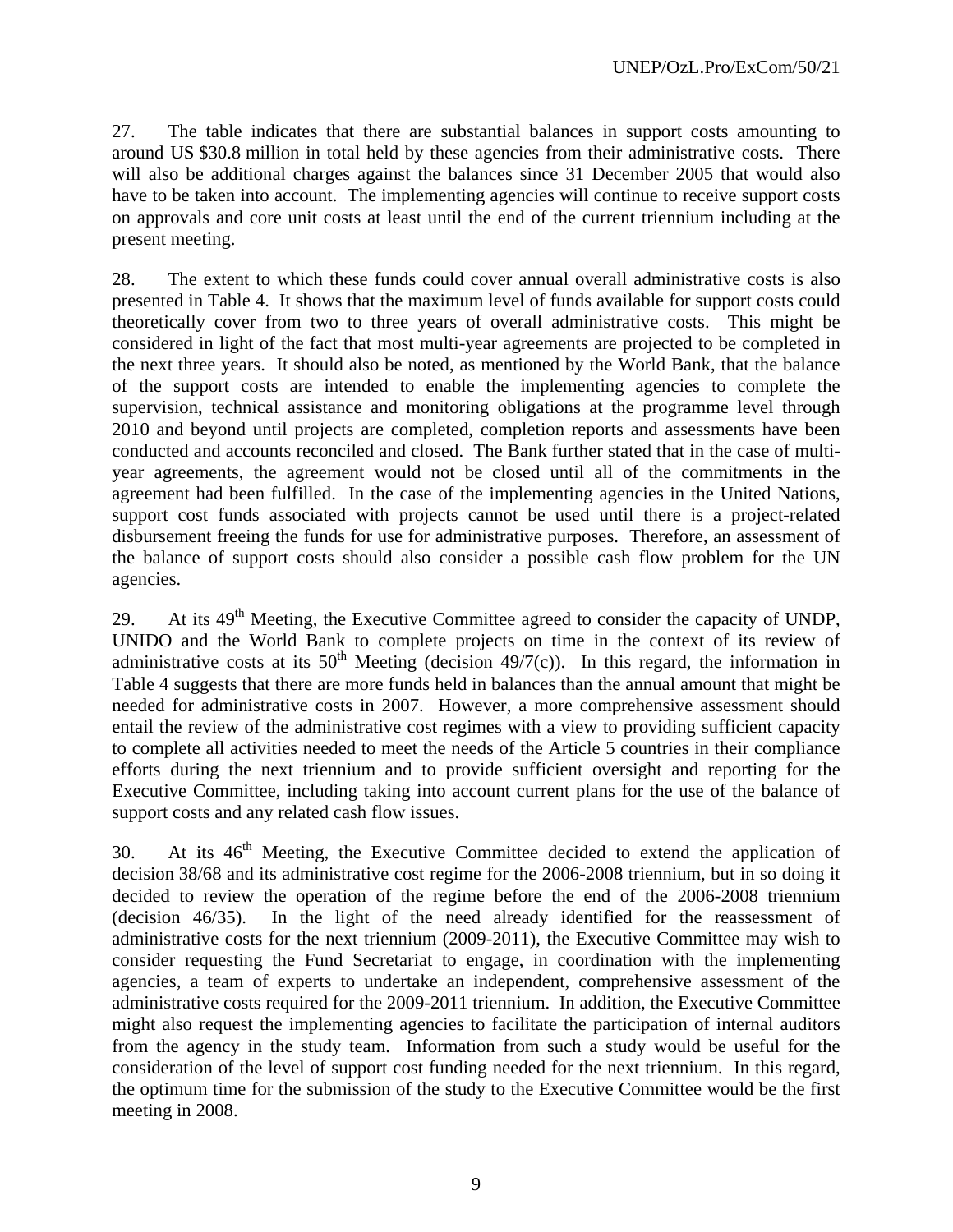27. The table indicates that there are substantial balances in support costs amounting to around US $30.8 million in total held by these agencies from their administrative costs. There will also be additional charges against the balances since 31 December 2005 that would also have to be taken into account. The implementing agencies will continue to receive support costs on approvals and core unit costs at least until the end of the current triennium including at the present meeting.

28. The extent to which these funds could cover annual overall administrative costs is also presented in Table 4. It shows that the maximum level of funds available for support costs could theoretically cover from two to three years of overall administrative costs. This might be considered in light of the fact that most multi-year agreements are projected to be completed in the next three years. It should also be noted, as mentioned by the World Bank, that the balance of the support costs are intended to enable the implementing agencies to complete the supervision, technical assistance and monitoring obligations at the programme level through 2010 and beyond until projects are completed, completion reports and assessments have been conducted and accounts reconciled and closed. The Bank further stated that in the case of multi-year agreements, the agreement would not be closed until all of the commitments in the agreement had been fulfilled. In the case of the implementing agencies in the United Nations, support cost funds associated with projects cannot be used until there is a project-related disbursement freeing the funds for use for administrative purposes. Therefore, an assessment of the balance of support costs should also consider a possible cash flow problem for the UN agencies.

29. At its 49th Meeting, the Executive Committee agreed to consider the capacity of UNDP, UNIDO and the World Bank to complete projects on time in the context of its review of administrative costs at its 50th Meeting (decision 49/7(c)). In this regard, the information in Table 4 suggests that there are more funds held in balances than the annual amount that might be needed for administrative costs in 2007. However, a more comprehensive assessment should entail the review of the administrative cost regimes with a view to providing sufficient capacity to complete all activities needed to meet the needs of the Article 5 countries in their compliance efforts during the next triennium and to provide sufficient oversight and reporting for the Executive Committee, including taking into account current plans for the use of the balance of support costs and any related cash flow issues.

30. At its 46th Meeting, the Executive Committee decided to extend the application of decision 38/68 and its administrative cost regime for the 2006-2008 triennium, but in so doing it decided to review the operation of the regime before the end of the 2006-2008 triennium (decision 46/35). In the light of the need already identified for the reassessment of administrative costs for the next triennium (2009-2011), the Executive Committee may wish to consider requesting the Fund Secretariat to engage, in coordination with the implementing agencies, a team of experts to undertake an independent, comprehensive assessment of the administrative costs required for the 2009-2011 triennium. In addition, the Executive Committee might also request the implementing agencies to facilitate the participation of internal auditors from the agency in the study team. Information from such a study would be useful for the consideration of the level of support cost funding needed for the next triennium. In this regard, the optimum time for the submission of the study to the Executive Committee would be the first meeting in 2008.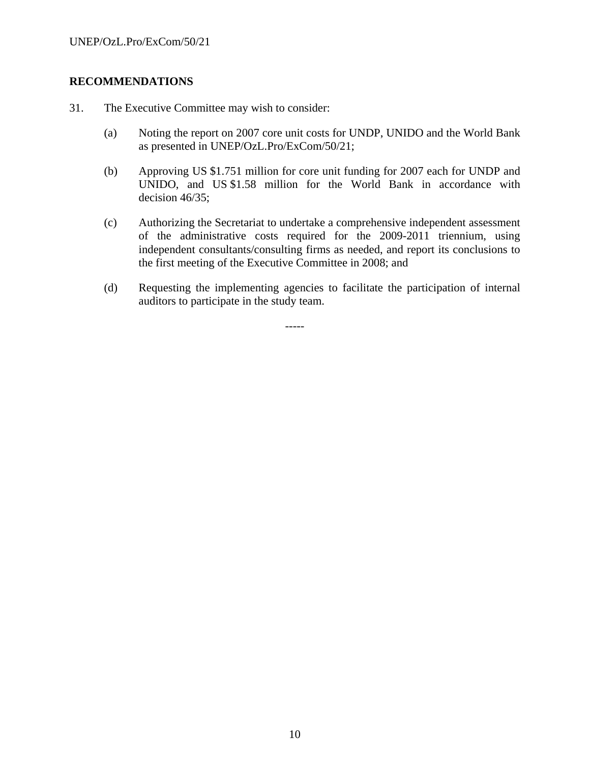## RECOMMENDATIONS

31. The Executive Committee may wish to consider:

  (a) Noting the report on 2007 core unit costs for UNDP, UNIDO and the World Bank as presented in UNEP/OzL.Pro/ExCom/50/21;

  (b) Approving US $1.751 million for core unit funding for 2007 each for UNDP and UNIDO, and US $1.58 million for the World Bank in accordance with decision 46/35;

  (c) Authorizing the Secretariat to undertake a comprehensive independent assessment of the administrative costs required for the 2009-2011 triennium, using independent consultants/consulting firms as needed, and report its conclusions to the first meeting of the Executive Committee in 2008; and

  (d) Requesting the implementing agencies to facilitate the participation of internal auditors to participate in the study team.

-----